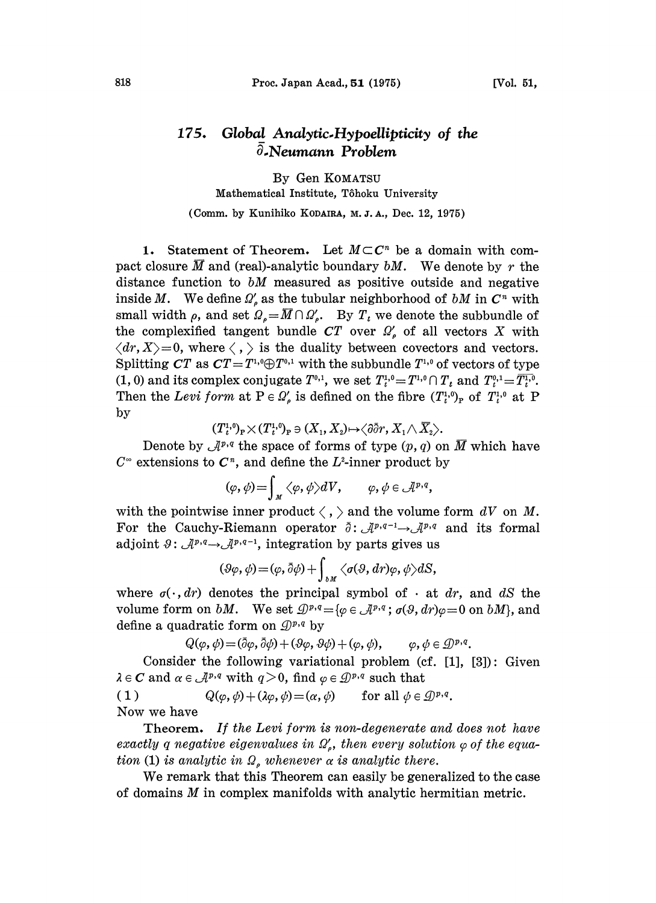# 175. Global Analytic-Hypoellipticity of the $\bar{\partial}$-Neumann Problem

By Gen KOMATSU

Mathematical Institute, Tôhoku University

(Comm. by Kunihiko KODAIRA, M. J. A., Dec. 12, 1975)

**1. Statement of Theorem.** Let $M \subset \boldsymbol{C}^n$ be a domain with compact closure $\bar{M}$ and (real)-analytic boundary $bM$. We denote by $r$ the distance function to $bM$ measured as positive outside and negative inside $M$. We define $\Omega'_\rho$ as the tubular neighborhood of $bM$ in $\boldsymbol{C}^n$ with small width $\rho$, and set $\Omega_\rho = \bar{M} \cap \Omega'_\rho$. By $T_t$ we denote the subbundle of the complexified tangent bundle $\boldsymbol{C}T$ over $\Omega'_\rho$ of all vectors $X$ with $\langle dr, X \rangle = 0$, where $\langle\ ,\ \rangle$ is the duality between covectors and vectors. Splitting $\boldsymbol{C}T$ as $\boldsymbol{C}T = T^{1,0} \oplus T^{0,1}$ with the subbundle $T^{1,0}$ of vectors of type $(1,0)$ and its complex conjugate $T^{0,1}$, we set $T^{1,0}_t = T^{1,0} \cap T_t$ and $T^{0,1}_t = \overline{T^{1,0}_t}$. Then the *Levi form* at $\mathrm{P} \in \Omega'_\rho$ is defined on the fibre $(T^{1,0}_t)_\mathrm{P}$ of $T^{1,0}_t$ at $\mathrm{P}$ by

$$(T^{1,0}_t)_\mathrm{P} \times (T^{1,0}_t)_\mathrm{P} \ni (X_1, X_2) \mapsto \langle \partial\bar{\partial} r, X_1 \wedge \bar{X}_2 \rangle.$$

Denote by $\mathcal{A}^{p,q}$ the space of forms of type $(p,q)$ on $\bar{M}$ which have $C^\infty$ extensions to $\boldsymbol{C}^n$, and define the $L^2$-inner product by

$$(\varphi, \psi) = \int_M \langle \varphi, \psi \rangle dV, \qquad \varphi, \psi \in \mathcal{A}^{p,q},$$

with the pointwise inner product $\langle\ ,\ \rangle$ and the volume form $dV$ on $M$. For the Cauchy-Riemann operator $\bar{\partial} : \mathcal{A}^{p,q-1} \to \mathcal{A}^{p,q}$ and its formal adjoint $\vartheta : \mathcal{A}^{p,q} \to \mathcal{A}^{p,q-1}$, integration by parts gives us

$$(\vartheta\varphi, \psi) = (\varphi, \bar{\partial}\psi) + \int_{bM} \langle \sigma(\vartheta, dr)\varphi, \psi \rangle dS,$$

where $\sigma(\cdot, dr)$ denotes the principal symbol of $\cdot$ at $dr$, and $dS$ the volume form on $bM$. We set $\mathcal{D}^{p,q} = \{\varphi \in \mathcal{A}^{p,q} ; \sigma(\vartheta, dr)\varphi = 0 \text{ on } bM\}$, and define a quadratic form on $\mathcal{D}^{p,q}$ by

$$Q(\varphi, \psi) = (\bar{\partial}\varphi, \bar{\partial}\psi) + (\vartheta\varphi, \vartheta\psi) + (\varphi, \psi), \qquad \varphi, \psi \in \mathcal{D}^{p,q}.$$

Consider the following variational problem (cf. [1], [3]): Given $\lambda \in \boldsymbol{C}$ and $\alpha \in \mathcal{A}^{p,q}$ with $q > 0$, find $\varphi \in \mathcal{D}^{p,q}$ such that

$$(1) \qquad Q(\varphi, \psi) + (\lambda\varphi, \psi) = (\alpha, \psi) \qquad \text{for all } \psi \in \mathcal{D}^{p,q}.$$

Now we have

**Theorem.** *If the Levi form is non-degenerate and does not have exactly $q$ negative eigenvalues in $\Omega'_\rho$, then every solution $\varphi$ of the equation* (1) *is analytic in $\Omega_\rho$ whenever $\alpha$ is analytic there.*

We remark that this Theorem can easily be generalized to the case of domains $M$ in complex manifolds with analytic hermitian metric.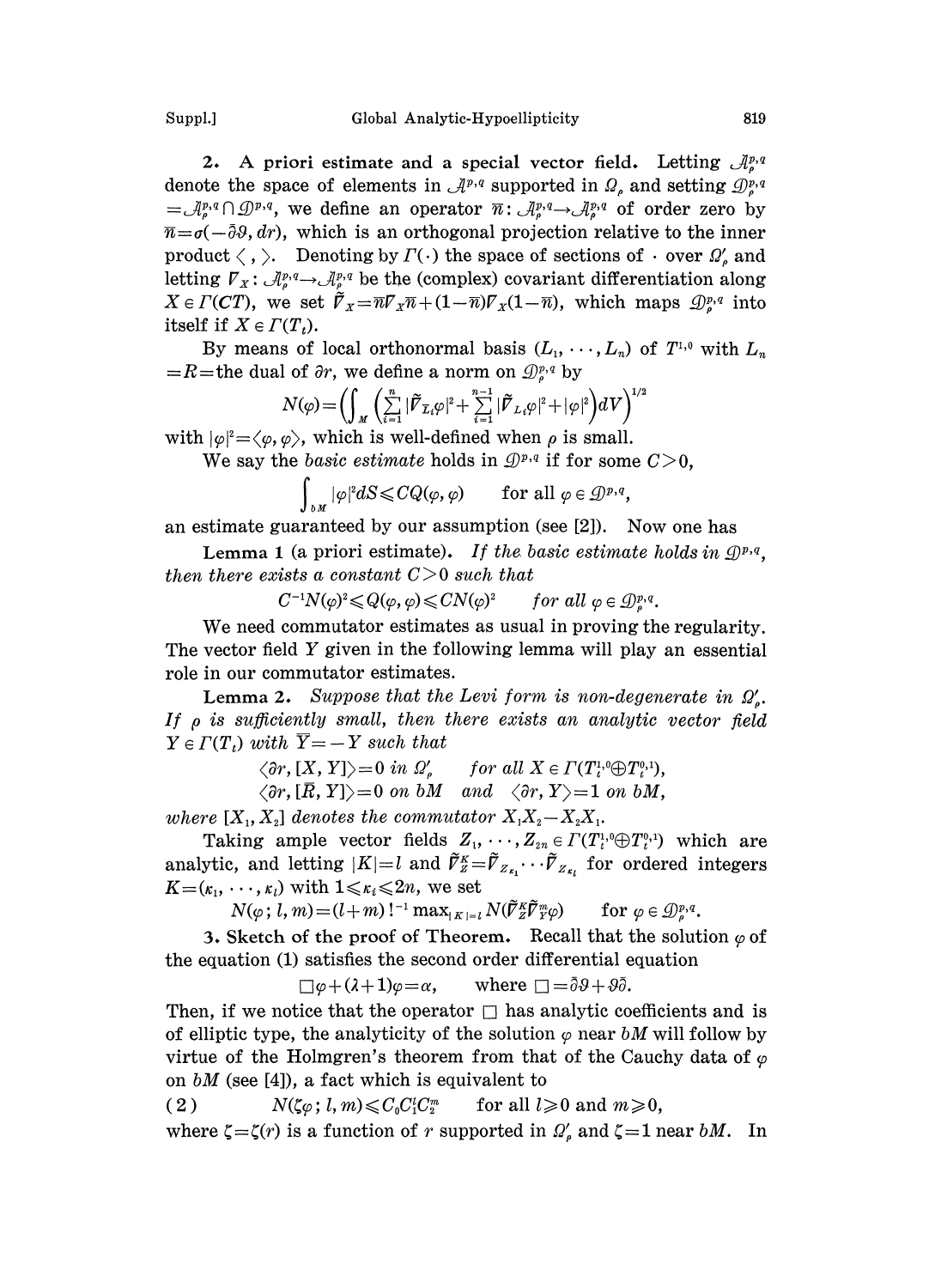**2. A priori estimate and a special vector field.** Letting $\mathcal{A}_\rho^{p,q}$ denote the space of elements in $\mathcal{A}^{p,q}$ supported in $\Omega_\rho$ and setting $\mathcal{D}_\rho^{p,q} = \mathcal{A}_\rho^{p,q} \cap \mathcal{D}^{p,q}$, we define an operator $\bar{n}: \mathcal{A}_\rho^{p,q} \to \mathcal{A}_\rho^{p,q}$ of order zero by $\bar{n} = \sigma(-\bar{\partial}\vartheta, dr)$, which is an orthogonal projection relative to the inner product $\langle \,,\, \rangle$. Denoting by $\Gamma(\cdot)$ the space of sections of $\cdot$ over $\Omega'_\rho$ and letting $\nabla_X: \mathcal{A}_\rho^{p,q} \to \mathcal{A}_\rho^{p,q}$ be the (complex) covariant differentiation along $X \in \Gamma(CT)$, we set $\tilde{\nabla}_X = \bar{n}\nabla_X \bar{n} + (1-\bar{n})\nabla_X(1-\bar{n})$, which maps $\mathcal{D}_\rho^{p,q}$ into itself if $X \in \Gamma(T_t)$.

By means of local orthonormal basis $(L_1, \cdots, L_n)$ of $T^{1,0}$ with $L_n = R =$ the dual of $\partial r$, we define a norm on $\mathcal{D}_\rho^{p,q}$ by

$$N(\varphi) = \left( \int_M \left( \sum_{i=1}^{n} |\tilde{\nabla}_{\bar{L}_i} \varphi|^2 + \sum_{i=1}^{n-1} |\tilde{\nabla}_{L_i} \varphi|^2 + |\varphi|^2 \right) dV \right)^{1/2}$$

with $|\varphi|^2 = \langle \varphi, \varphi \rangle$, which is well-defined when $\rho$ is small.

We say the *basic estimate* holds in $\mathcal{D}^{p,q}$ if for some $C > 0$,

$$\int_{bM} |\varphi|^2 dS \leqslant CQ(\varphi, \varphi) \qquad \text{for all } \varphi \in \mathcal{D}^{p,q},$$

an estimate guaranteed by our assumption (see [2]). Now one has

**Lemma 1** (a priori estimate). *If the basic estimate holds in $\mathcal{D}^{p,q}$, then there exists a constant $C > 0$ such that*

$$C^{-1}N(\varphi)^2 \leqslant Q(\varphi, \varphi) \leqslant CN(\varphi)^2 \qquad \textit{for all } \varphi \in \mathcal{D}_\rho^{p,q}.$$

We need commutator estimates as usual in proving the regularity. The vector field $Y$ given in the following lemma will play an essential role in our commutator estimates.

**Lemma 2.** *Suppose that the Levi form is non-degenerate in $\Omega'_\rho$. If $\rho$ is sufficiently small, then there exists an analytic vector field $Y \in \Gamma(T_t)$ with $\bar{Y} = -Y$ such that*

$$\langle \partial r, [X, Y] \rangle = 0 \text{ in } \Omega'_\rho \qquad \textit{for all } X \in \Gamma(T_t^{1,0} \oplus T_t^{0,1}),$$

$$\langle \partial r, [\bar{R}, Y] \rangle = 0 \text{ on } bM \quad \textit{and} \quad \langle \partial r, Y \rangle = 1 \text{ on } bM,$$

*where $[X_1, X_2]$ denotes the commutator $X_1X_2 - X_2X_1$.*

Taking ample vector fields $Z_1, \cdots, Z_{2n} \in \Gamma(T_t^{1,0} \oplus T_t^{0,1})$ which are analytic, and letting $|K| = l$ and $\tilde{\nabla}_Z^K = \tilde{\nabla}_{Z_{\kappa_1}} \cdots \tilde{\nabla}_{Z_{\kappa_l}}$ for ordered integers $K = (\kappa_1, \cdots, \kappa_l)$ with $1 \leqslant \kappa_i \leqslant 2n$, we set

$$N(\varphi; l, m) = (l+m)!^{-1} \max_{|K|=l} N(\tilde{\nabla}_Z^K \tilde{\nabla}_Y^m \varphi) \qquad \text{for } \varphi \in \mathcal{D}_\rho^{p,q}.$$

**3. Sketch of the proof of Theorem.** Recall that the solution $\varphi$ of the equation (1) satisfies the second order differential equation

$$\Box \varphi + (\lambda + 1)\varphi = \alpha, \qquad \text{where } \Box = \bar{\partial}\vartheta + \vartheta\bar{\partial}.$$

Then, if we notice that the operator $\Box$ has analytic coefficients and is of elliptic type, the analyticity of the solution $\varphi$ near $bM$ will follow by virtue of the Holmgren's theorem from that of the Cauchy data of $\varphi$ on $bM$ (see [4]), a fact which is equivalent to

$$(2) \qquad N(\zeta\varphi; l, m) \leqslant C_0 C_1^l C_2^m \qquad \text{for all } l \geqslant 0 \text{ and } m \geqslant 0,$$

where $\zeta = \zeta(r)$ is a function of $r$ supported in $\Omega'_\rho$ and $\zeta = 1$ near $bM$. In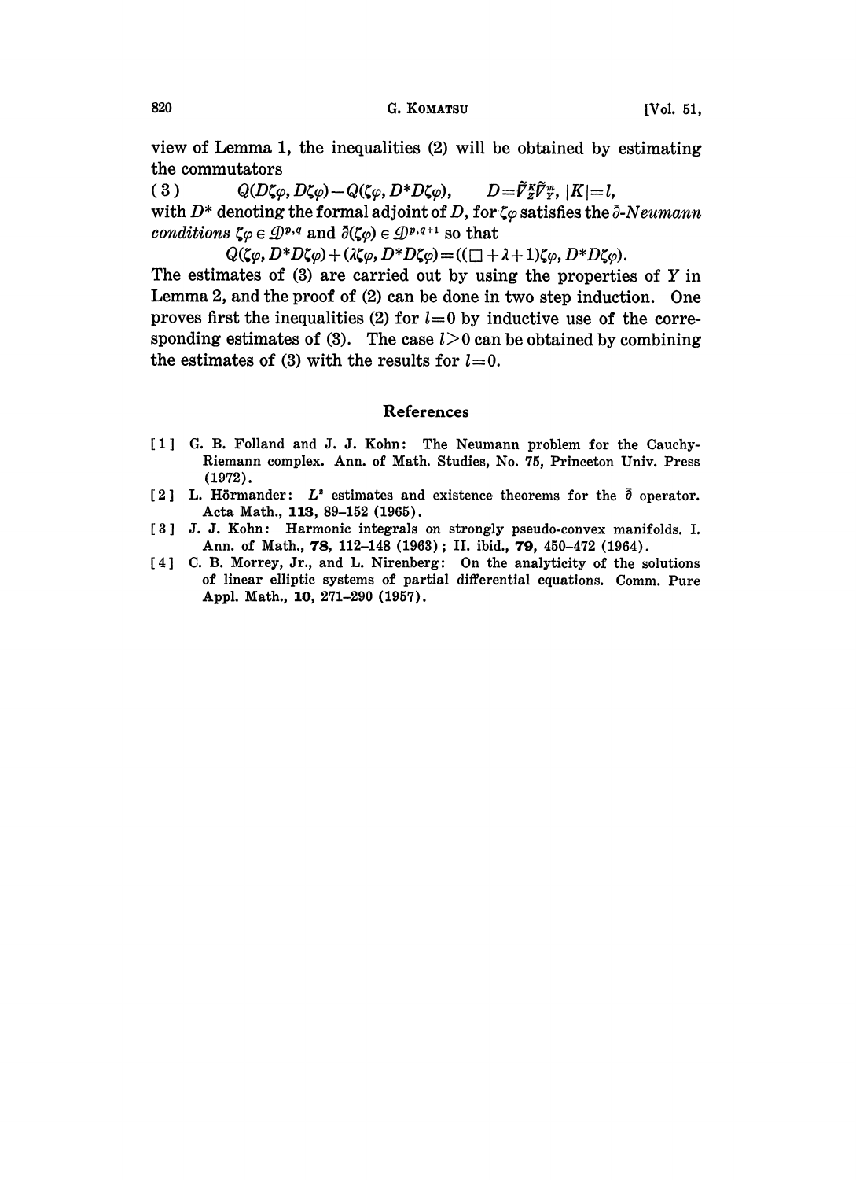view of Lemma 1, the inequalities (2) will be obtained by estimating the commutators

$$(3) \qquad Q(D\zeta\varphi, D\zeta\varphi) - Q(\zeta\varphi, D^*D\zeta\varphi), \qquad D = \tilde{V}_Z^K \tilde{V}_Y^m,\ |K| = l,$$

with $D^*$ denoting the formal adjoint of $D$, for $\zeta\varphi$ satisfies the $\bar{\partial}$-*Neumann conditions* $\zeta\varphi \in \mathcal{D}^{p,q}$ and $\bar{\partial}(\zeta\varphi) \in \mathcal{D}^{p,q+1}$ so that

$$Q(\zeta\varphi, D^*D\zeta\varphi) + (\lambda\zeta\varphi, D^*D\zeta\varphi) = ((\square + \lambda + 1)\zeta\varphi, D^*D\zeta\varphi).$$

The estimates of (3) are carried out by using the properties of $Y$ in Lemma 2, and the proof of (2) can be done in two step induction. One proves first the inequalities (2) for $l=0$ by inductive use of the corresponding estimates of (3). The case $l>0$ can be obtained by combining the estimates of (3) with the results for $l=0$.

## References

[1] G. B. Folland and J. J. Kohn: The Neumann problem for the Cauchy-Riemann complex. Ann. of Math. Studies, No. 75, Princeton Univ. Press (1972).

[2] L. Hörmander: $L^2$ estimates and existence theorems for the $\bar{\partial}$ operator. Acta Math., **113**, 89–152 (1965).

[3] J. J. Kohn: Harmonic integrals on strongly pseudo-convex manifolds. I. Ann. of Math., **78**, 112–148 (1963); II. ibid., **79**, 450–472 (1964).

[4] C. B. Morrey, Jr., and L. Nirenberg: On the analyticity of the solutions of linear elliptic systems of partial differential equations. Comm. Pure Appl. Math., **10**, 271–290 (1957).